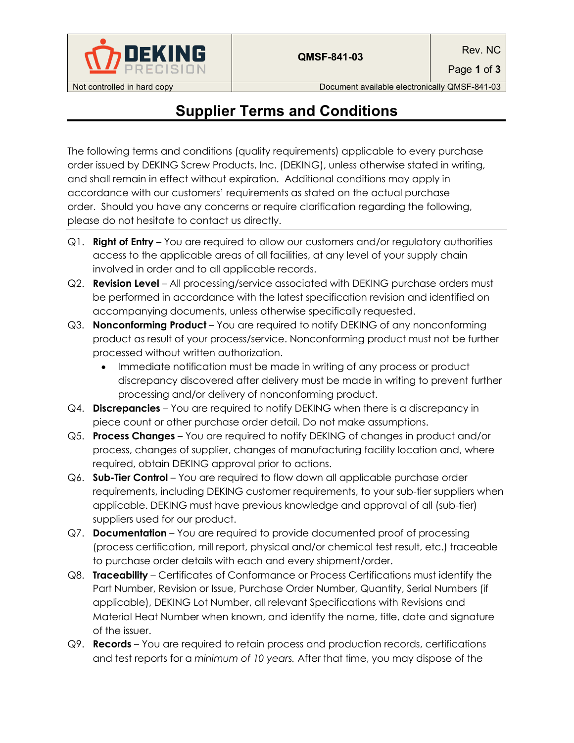# Supplier Terms and Conditions

The following terms and conditions (quality requirements) applicable to every purchase order issued by DEKING Screw Products, Inc. (DEKING), unless otherwise stated in writing, and shall remain in effect without expiration. Additional conditions may apply in accordance with our customers' requirements as stated on the actual purchase order. Should you have any concerns or require clarification regarding the following, please do not hesitate to contact us directly.

---

Q1. **Right of Entry** – You are required to allow our customers and/or regulatory authorities access to the applicable areas of all facilities, at any level of your supply chain involved in order and to all applicable records.

Q2. **Revision Level** – All processing/service associated with DEKING purchase orders must be performed in accordance with the latest specification revision and identified on accompanying documents, unless otherwise specifically requested.

Q3. **Nonconforming Product** – You are required to notify DEKING of any nonconforming product as result of your process/service. Nonconforming product must not be further processed without written authorization.

- Immediate notification must be made in writing of any process or product discrepancy discovered after delivery must be made in writing to prevent further processing and/or delivery of nonconforming product.

Q4. **Discrepancies** – You are required to notify DEKING when there is a discrepancy in piece count or other purchase order detail. Do not make assumptions.

Q5. **Process Changes** – You are required to notify DEKING of changes in product and/or process, changes of supplier, changes of manufacturing facility location and, where required, obtain DEKING approval prior to actions.

Q6. **Sub-Tier Control** – You are required to flow down all applicable purchase order requirements, including DEKING customer requirements, to your sub-tier suppliers when applicable. DEKING must have previous knowledge and approval of all (sub-tier) suppliers used for our product.

Q7. **Documentation** – You are required to provide documented proof of processing (process certification, mill report, physical and/or chemical test result, etc.) traceable to purchase order details with each and every shipment/order.

Q8. **Traceability** – Certificates of Conformance or Process Certifications must identify the Part Number, Revision or Issue, Purchase Order Number, Quantity, Serial Numbers (if applicable), DEKING Lot Number, all relevant Specifications with Revisions and Material Heat Number when known, and identify the name, title, date and signature of the issuer.

Q9. **Records** – You are required to retain process and production records, certifications and test reports for a *minimum of 10 years.* After that time, you may dispose of the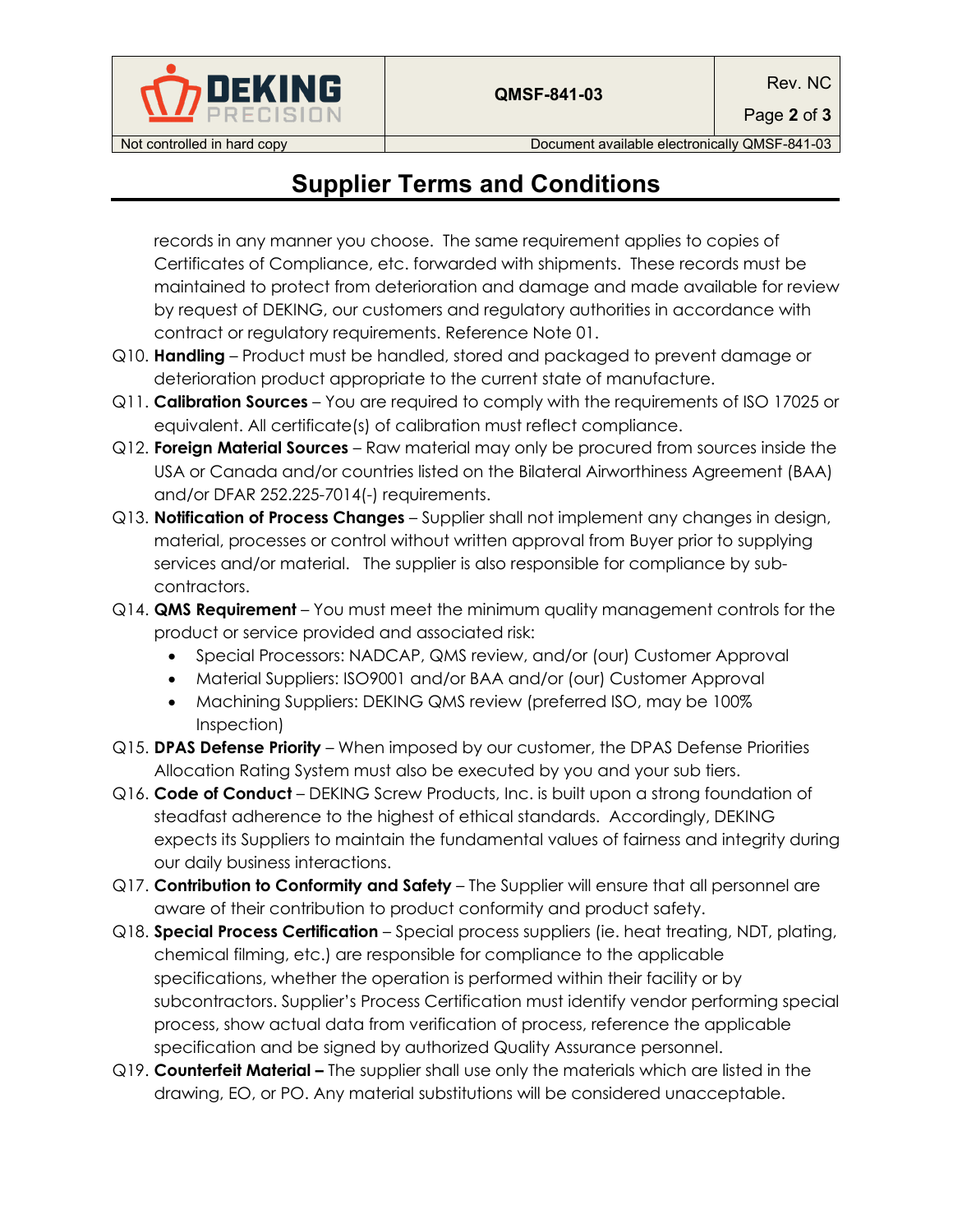records in any manner you choose. The same requirement applies to copies of Certificates of Compliance, etc. forwarded with shipments. These records must be maintained to protect from deterioration and damage and made available for review by request of DEKING, our customers and regulatory authorities in accordance with contract or regulatory requirements. Reference Note 01.

Q10. **Handling** – Product must be handled, stored and packaged to prevent damage or deterioration product appropriate to the current state of manufacture.

Q11. **Calibration Sources** – You are required to comply with the requirements of ISO 17025 or equivalent. All certificate(s) of calibration must reflect compliance.

Q12. **Foreign Material Sources** – Raw material may only be procured from sources inside the USA or Canada and/or countries listed on the Bilateral Airworthiness Agreement (BAA) and/or DFAR 252.225-7014(-) requirements.

Q13. **Notification of Process Changes** – Supplier shall not implement any changes in design, material, processes or control without written approval from Buyer prior to supplying services and/or material. The supplier is also responsible for compliance by sub-contractors.

Q14. **QMS Requirement** – You must meet the minimum quality management controls for the product or service provided and associated risk:

- Special Processors: NADCAP, QMS review, and/or (our) Customer Approval
- Material Suppliers: ISO9001 and/or BAA and/or (our) Customer Approval
- Machining Suppliers: DEKING QMS review (preferred ISO, may be 100% Inspection)

Q15. **DPAS Defense Priority** – When imposed by our customer, the DPAS Defense Priorities Allocation Rating System must also be executed by you and your sub tiers.

Q16. **Code of Conduct** – DEKING Screw Products, Inc. is built upon a strong foundation of steadfast adherence to the highest of ethical standards. Accordingly, DEKING expects its Suppliers to maintain the fundamental values of fairness and integrity during our daily business interactions.

Q17. **Contribution to Conformity and Safety** – The Supplier will ensure that all personnel are aware of their contribution to product conformity and product safety.

Q18. **Special Process Certification** – Special process suppliers (ie. heat treating, NDT, plating, chemical filming, etc.) are responsible for compliance to the applicable specifications, whether the operation is performed within their facility or by subcontractors. Supplier's Process Certification must identify vendor performing special process, show actual data from verification of process, reference the applicable specification and be signed by authorized Quality Assurance personnel.

Q19. **Counterfeit Material –** The supplier shall use only the materials which are listed in the drawing, EO, or PO. Any material substitutions will be considered unacceptable.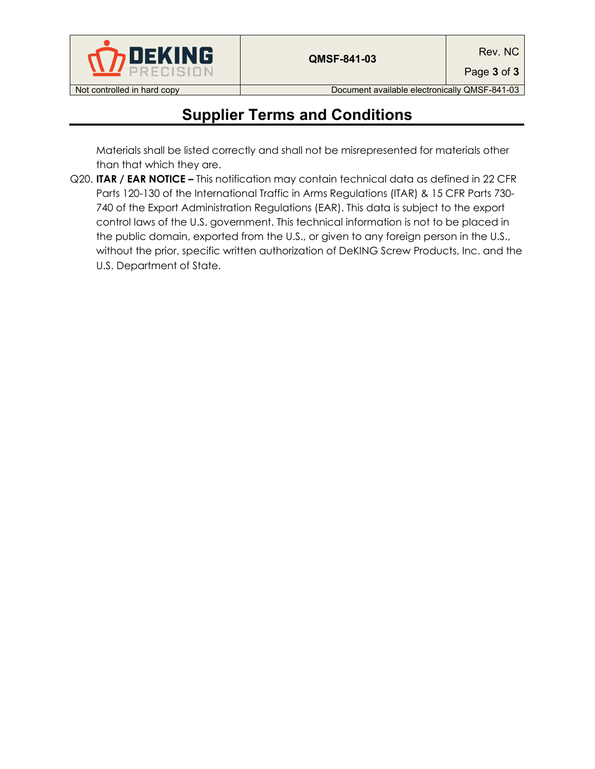# Supplier Terms and Conditions

Materials shall be listed correctly and shall not be misrepresented for materials other than that which they are.

Q20. **ITAR / EAR NOTICE –** This notification may contain technical data as defined in 22 CFR Parts 120-130 of the International Traffic in Arms Regulations (ITAR) & 15 CFR Parts 730-740 of the Export Administration Regulations (EAR). This data is subject to the export control laws of the U.S. government. This technical information is not to be placed in the public domain, exported from the U.S., or given to any foreign person in the U.S., without the prior, specific written authorization of DeKING Screw Products, Inc. and the U.S. Department of State.